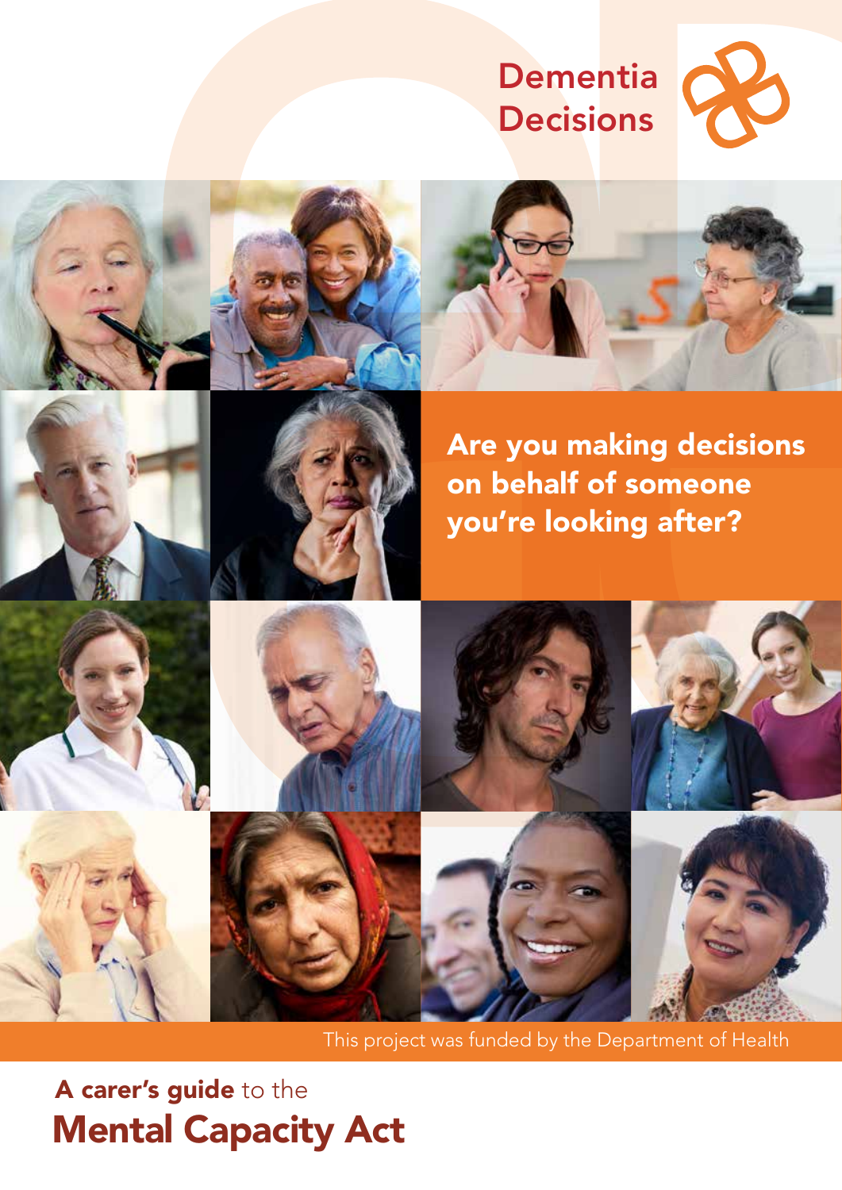Dementia Decisions

**Are you making decisions on behalf of someone you're looking after?**

This project was funded by the Department of Health

# **A carer's guide** to the **Mental Capacity Act**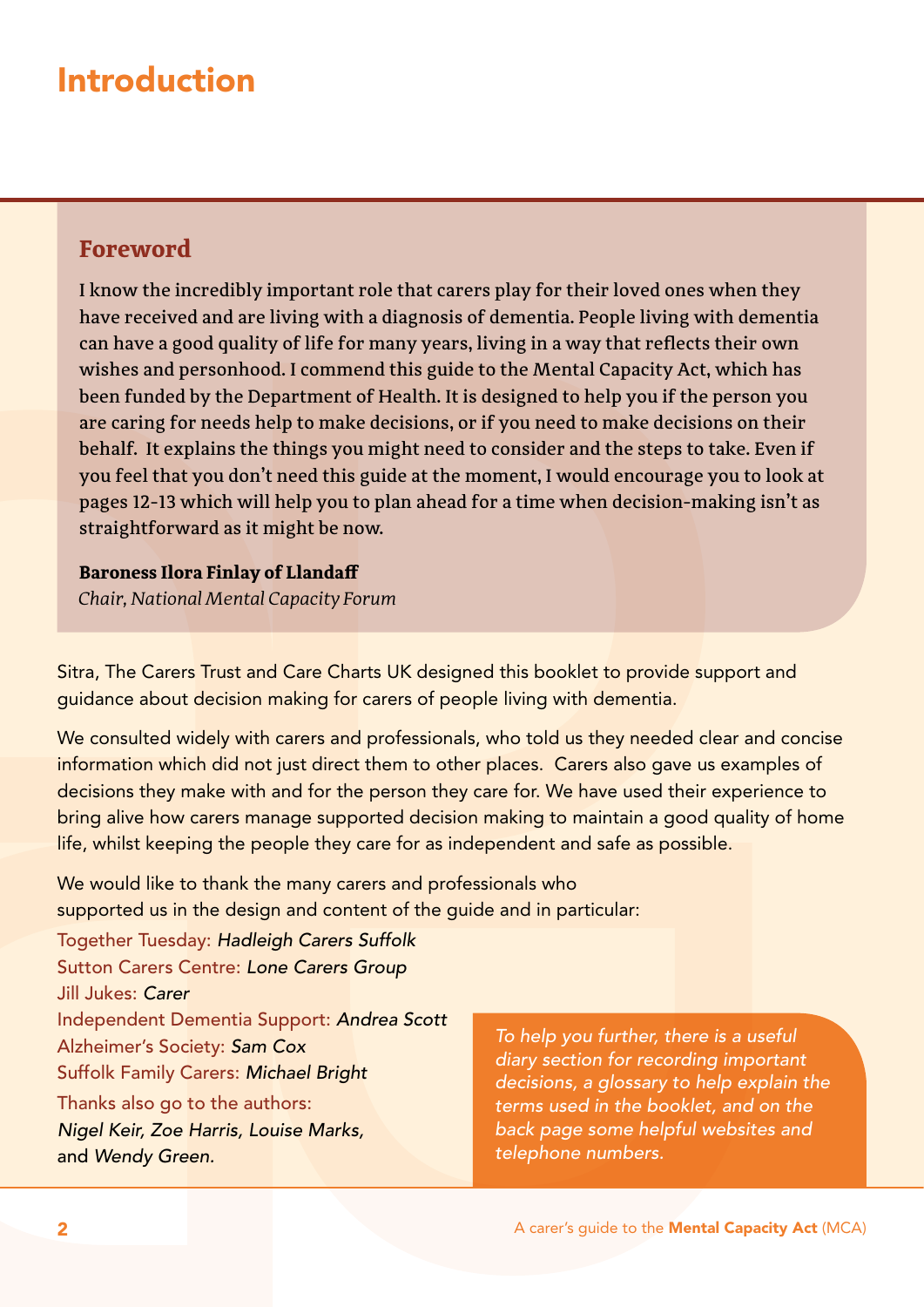# Introduction

## Foreword

I know the incredibly important role that carers play for their loved ones when they have received and are living with a diagnosis of dementia. People living with dementia can have a good quality of life for many years, living in a way that reflects their own wishes and personhood. I commend this guide to the Mental Capacity Act, which has been funded by the Department of Health. It is designed to help you if the person you are caring for needs help to make decisions, or if you need to make decisions on their behalf. It explains the things you might need to consider and the steps to take. Even if you feel that you don't need this guide at the moment, I would encourage you to look at pages 12-13 which will help you to plan ahead for a time when decision-making isn't as straightforward as it might be now.

**Baroness Ilora Finlay of Llandaff**
*Chair, National Mental Capacity Forum*

Sitra, The Carers Trust and Care Charts UK designed this booklet to provide support and guidance about decision making for carers of people living with dementia.

We consulted widely with carers and professionals, who told us they needed clear and concise information which did not just direct them to other places. Carers also gave us examples of decisions they make with and for the person they care for. We have used their experience to bring alive how carers manage supported decision making to maintain a good quality of home life, whilst keeping the people they care for as independent and safe as possible.

We would like to thank the many carers and professionals who supported us in the design and content of the guide and in particular:

Together Tuesday: *Hadleigh Carers Suffolk*
Sutton Carers Centre: *Lone Carers Group*
Jill Jukes: *Carer*
Independent Dementia Support: *Andrea Scott*
Alzheimer's Society: *Sam Cox*
Suffolk Family Carers: *Michael Bright*

Thanks also go to the authors:
*Nigel Keir, Zoe Harris, Louise Marks,* and *Wendy Green.*

*To help you further, there is a useful diary section for recording important decisions, a glossary to help explain the terms used in the booklet, and on the back page some helpful websites and telephone numbers.*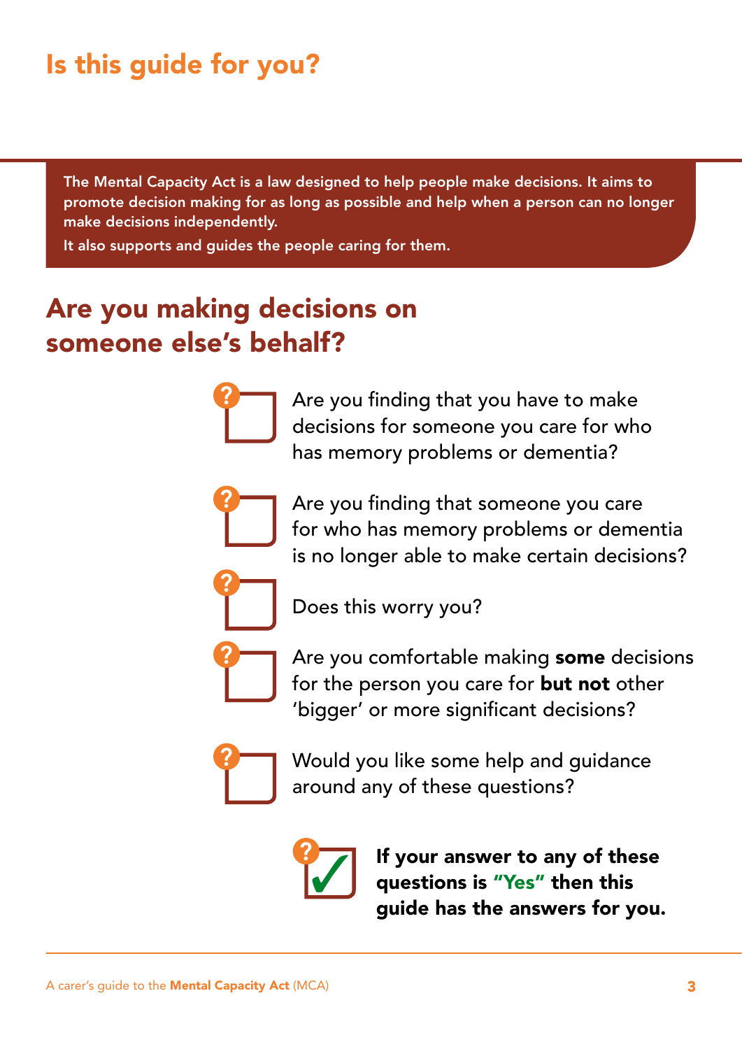# Is this guide for you?

**The Mental Capacity Act is a law designed to help people make decisions. It aims to promote decision making for as long as possible and help when a person can no longer make decisions independently.**

**It also supports and guides the people caring for them.**

## Are you making decisions on someone else's behalf?

- [ ] Are you finding that you have to make decisions for someone you care for who has memory problems or dementia?
- [ ] Are you finding that someone you care for who has memory problems or dementia is no longer able to make certain decisions?
- [ ] Does this worry you?
- [ ] Are you comfortable making **some** decisions for the person you care for **but not** other 'bigger' or more significant decisions?
- [ ] Would you like some help and guidance around any of these questions?

- [x] **If your answer to any of these questions is "Yes" then this guide has the answers for you.**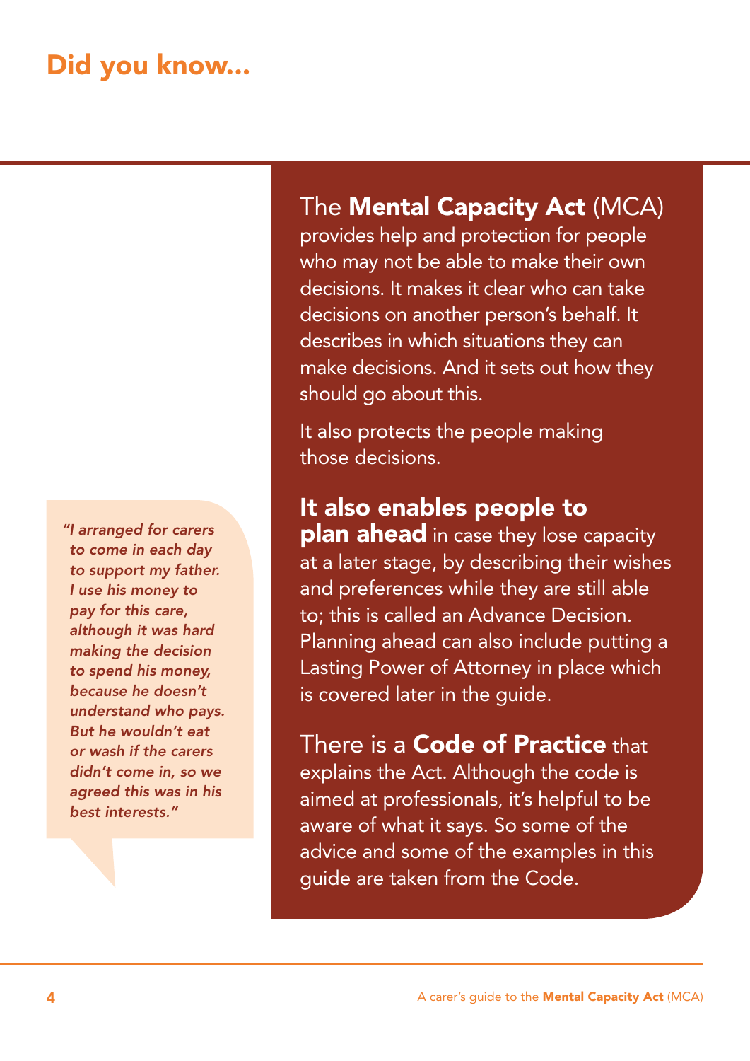# Did you know...

The **Mental Capacity Act** (MCA) provides help and protection for people who may not be able to make their own decisions. It makes it clear who can take decisions on another person's behalf. It describes in which situations they can make decisions. And it sets out how they should go about this.

It also protects the people making those decisions.

**It also enables people to plan ahead** in case they lose capacity at a later stage, by describing their wishes and preferences while they are still able to; this is called an Advance Decision. Planning ahead can also include putting a Lasting Power of Attorney in place which is covered later in the guide.

There is a **Code of Practice** that explains the Act. Although the code is aimed at professionals, it's helpful to be aware of what it says. So some of the advice and some of the examples in this guide are taken from the Code.

> *"I arranged for carers to come in each day to support my father. I use his money to pay for this care, although it was hard making the decision to spend his money, because he doesn't understand who pays. But he wouldn't eat or wash if the carers didn't come in, so we agreed this was in his best interests."*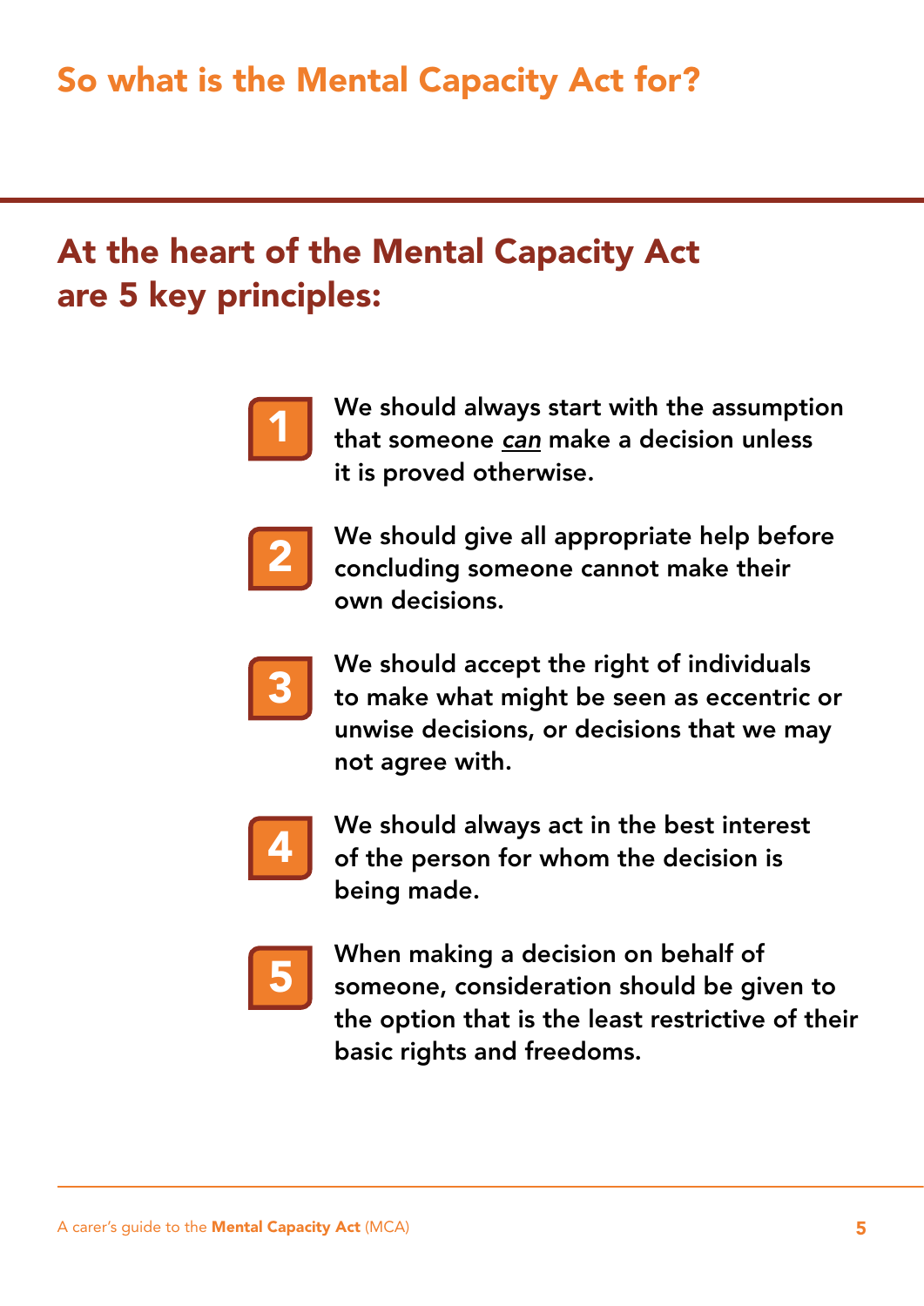# So what is the Mental Capacity Act for?

## At the heart of the Mental Capacity Act are 5 key principles:

1. **We should always start with the assumption that someone *can* make a decision unless it is proved otherwise.**

2. **We should give all appropriate help before concluding someone cannot make their own decisions.**

3. **We should accept the right of individuals to make what might be seen as eccentric or unwise decisions, or decisions that we may not agree with.**

4. **We should always act in the best interest of the person for whom the decision is being made.**

5. **When making a decision on behalf of someone, consideration should be given to the option that is the least restrictive of their basic rights and freedoms.**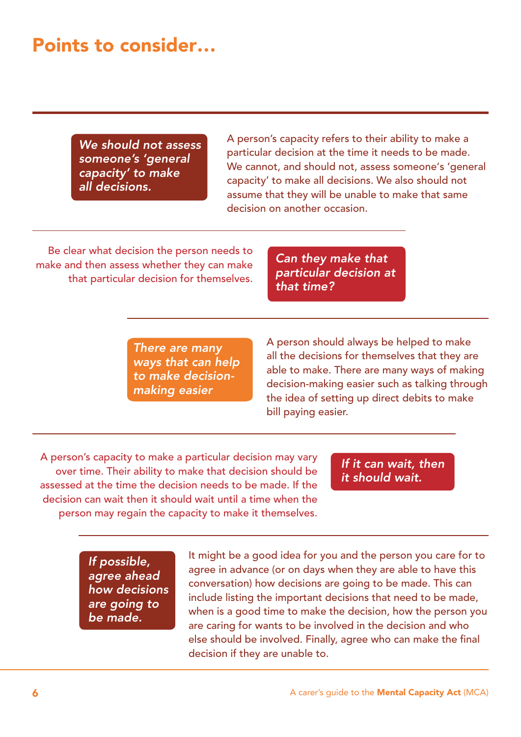# Points to consider...

***We should not assess someone's 'general capacity' to make all decisions.***

A person's capacity refers to their ability to make a particular decision at the time it needs to be made. We cannot, and should not, assess someone's 'general capacity' to make all decisions. We also should not assume that they will be unable to make that same decision on another occasion.

Be clear what decision the person needs to make and then assess whether they can make that particular decision for themselves.

***Can they make that particular decision at that time?***

***There are many ways that can help to make decision-making easier***

A person should always be helped to make all the decisions for themselves that they are able to make. There are many ways of making decision-making easier such as talking through the idea of setting up direct debits to make bill paying easier.

A person's capacity to make a particular decision may vary over time. Their ability to make that decision should be assessed at the time the decision needs to be made. If the decision can wait then it should wait until a time when the person may regain the capacity to make it themselves.

***If it can wait, then it should wait.***

***If possible, agree ahead how decisions are going to be made.***

It might be a good idea for you and the person you care for to agree in advance (or on days when they are able to have this conversation) how decisions are going to be made. This can include listing the important decisions that need to be made, when is a good time to make the decision, how the person you are caring for wants to be involved in the decision and who else should be involved. Finally, agree who can make the final decision if they are unable to.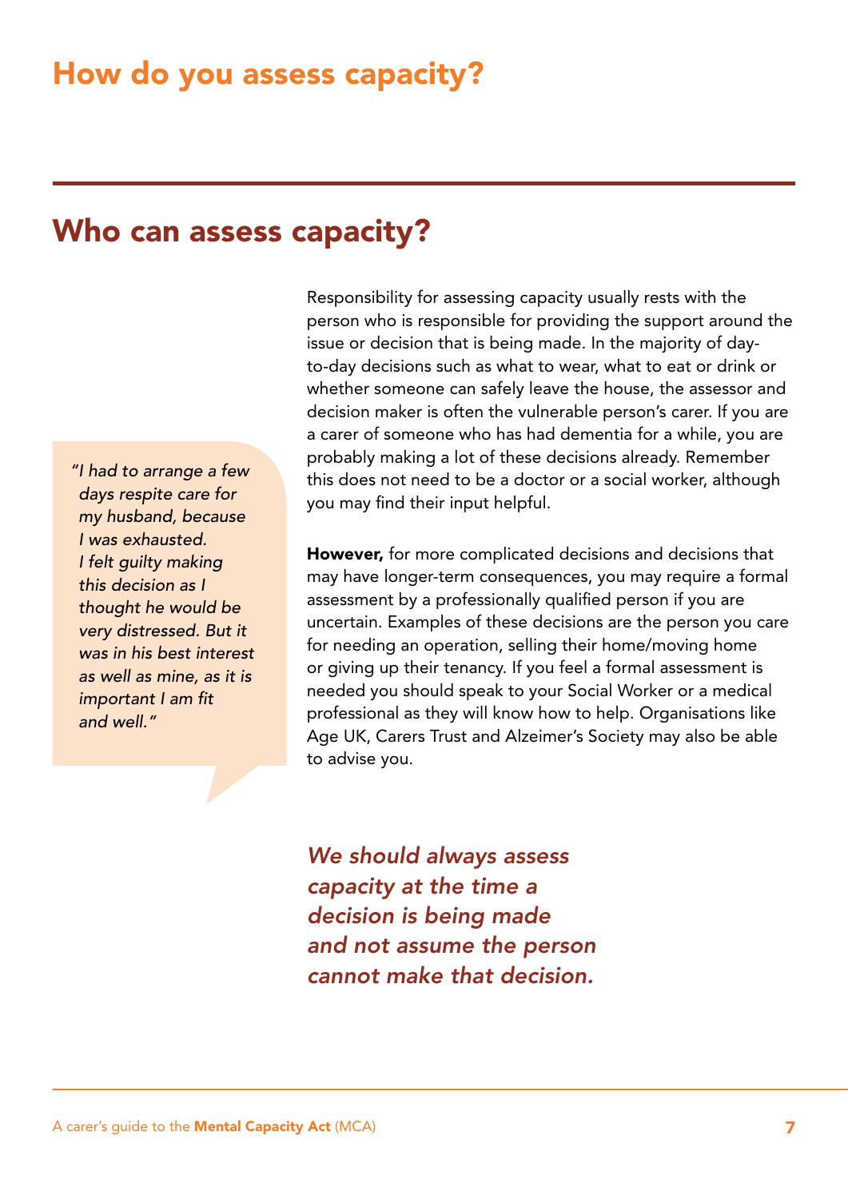# How do you assess capacity?

## Who can assess capacity?

*"I had to arrange a few days respite care for my husband, because I was exhausted. I felt guilty making this decision as I thought he would be very distressed. But it was in his best interest as well as mine, as it is important I am fit and well."*

Responsibility for assessing capacity usually rests with the person who is responsible for providing the support around the issue or decision that is being made. In the majority of day-to-day decisions such as what to wear, what to eat or drink or whether someone can safely leave the house, the assessor and decision maker is often the vulnerable person's carer. If you are a carer of someone who has had dementia for a while, you are probably making a lot of these decisions already. Remember this does not need to be a doctor or a social worker, although you may find their input helpful.

**However,** for more complicated decisions and decisions that may have longer-term consequences, you may require a formal assessment by a professionally qualified person if you are uncertain. Examples of these decisions are the person you care for needing an operation, selling their home/moving home or giving up their tenancy. If you feel a formal assessment is needed you should speak to your Social Worker or a medical professional as they will know how to help. Organisations like Age UK, Carers Trust and Alzeimer's Society may also be able to advise you.

*We should always assess capacity at the time a decision is being made and not assume the person cannot make that decision.*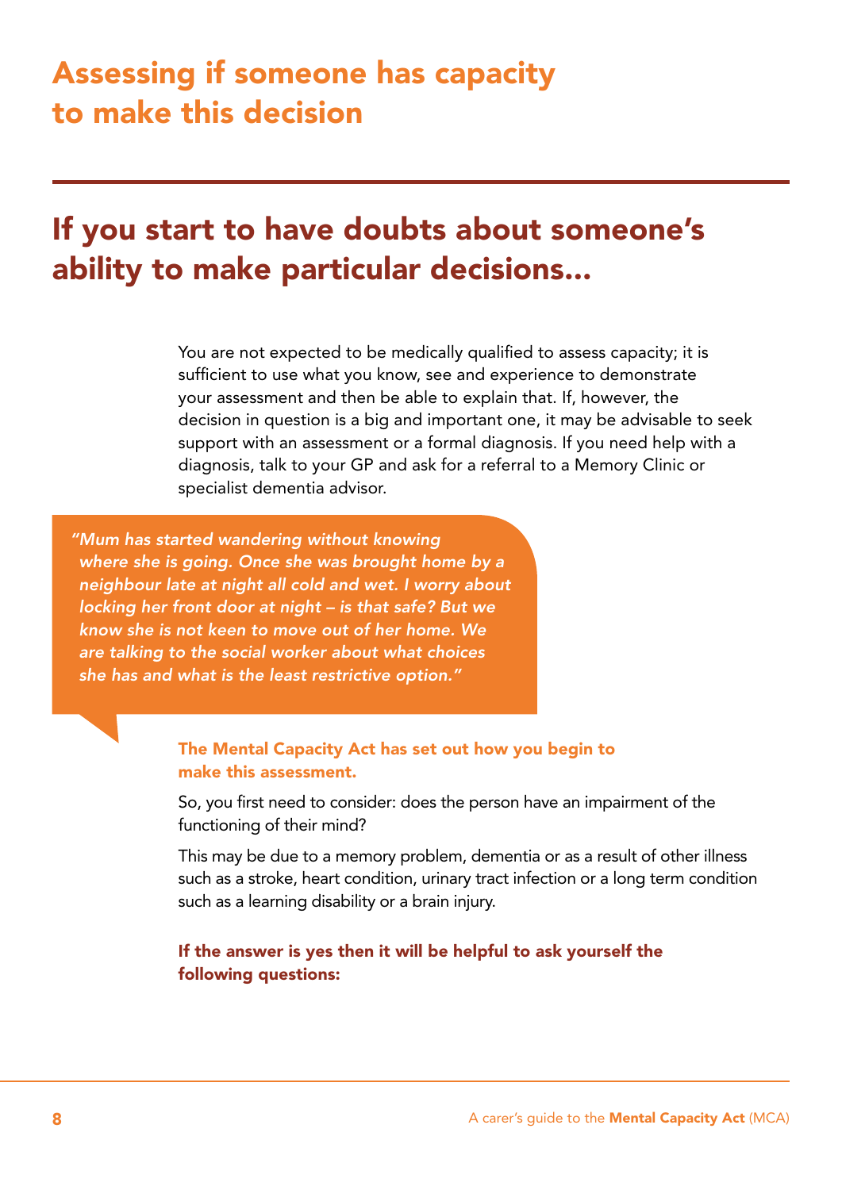# Assessing if someone has capacity to make this decision

## If you start to have doubts about someone's ability to make particular decisions…

You are not expected to be medically qualified to assess capacity; it is sufficient to use what you know, see and experience to demonstrate your assessment and then be able to explain that. If, however, the decision in question is a big and important one, it may be advisable to seek support with an assessment or a formal diagnosis. If you need help with a diagnosis, talk to your GP and ask for a referral to a Memory Clinic or specialist dementia advisor.

> *"Mum has started wandering without knowing where she is going. Once she was brought home by a neighbour late at night all cold and wet. I worry about locking her front door at night – is that safe? But we know she is not keen to move out of her home. We are talking to the social worker about what choices she has and what is the least restrictive option."*

**The Mental Capacity Act has set out how you begin to make this assessment.**

So, you first need to consider: does the person have an impairment of the functioning of their mind?

This may be due to a memory problem, dementia or as a result of other illness such as a stroke, heart condition, urinary tract infection or a long term condition such as a learning disability or a brain injury.

**If the answer is yes then it will be helpful to ask yourself the following questions:**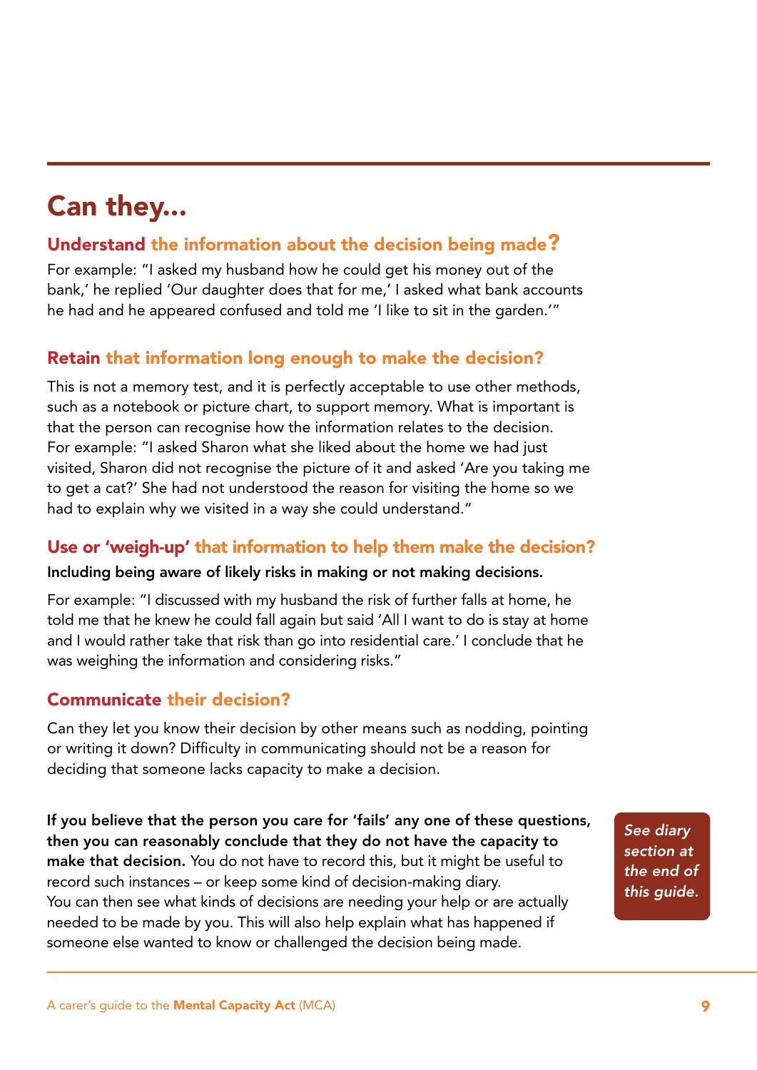## Can they...

### Understand the information about the decision being made?

For example: "I asked my husband how he could get his money out of the bank,' he replied 'Our daughter does that for me,' I asked what bank accounts he had and he appeared confused and told me 'I like to sit in the garden.'"

### Retain that information long enough to make the decision?

This is not a memory test, and it is perfectly acceptable to use other methods, such as a notebook or picture chart, to support memory. What is important is that the person can recognise how the information relates to the decision. For example: "I asked Sharon what she liked about the home we had just visited, Sharon did not recognise the picture of it and asked 'Are you taking me to get a cat?' She had not understood the reason for visiting the home so we had to explain why we visited in a way she could understand."

### Use or 'weigh-up' that information to help them make the decision?

**Including being aware of likely risks in making or not making decisions.**

For example: "I discussed with my husband the risk of further falls at home, he told me that he knew he could fall again but said 'All I want to do is stay at home and I would rather take that risk than go into residential care.' I conclude that he was weighing the information and considering risks."

### Communicate their decision?

Can they let you know their decision by other means such as nodding, pointing or writing it down? Difficulty in communicating should not be a reason for deciding that someone lacks capacity to make a decision.

**If you believe that the person you care for 'fails' any one of these questions, then you can reasonably conclude that they do not have the capacity to make that decision.** You do not have to record this, but it might be useful to record such instances – or keep some kind of decision-making diary. You can then see what kinds of decisions are needing your help or are actually needed to be made by you. This will also help explain what has happened if someone else wanted to know or challenged the decision being made.

*See diary section at the end of this guide.*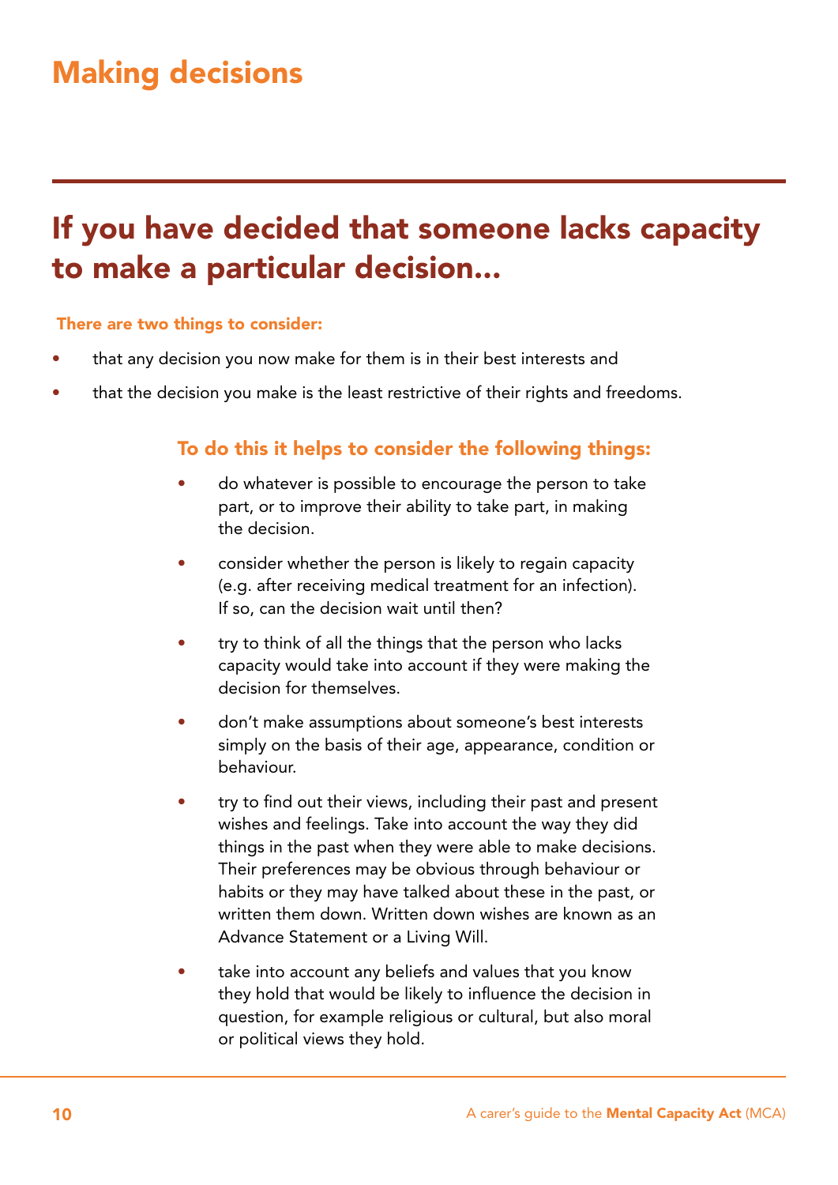# Making decisions

## If you have decided that someone lacks capacity to make a particular decision…

**There are two things to consider:**

- that any decision you now make for them is in their best interests and
- that the decision you make is the least restrictive of their rights and freedoms.

### To do this it helps to consider the following things:

- do whatever is possible to encourage the person to take part, or to improve their ability to take part, in making the decision.
- consider whether the person is likely to regain capacity (e.g. after receiving medical treatment for an infection). If so, can the decision wait until then?
- try to think of all the things that the person who lacks capacity would take into account if they were making the decision for themselves.
- don't make assumptions about someone's best interests simply on the basis of their age, appearance, condition or behaviour.
- try to find out their views, including their past and present wishes and feelings. Take into account the way they did things in the past when they were able to make decisions. Their preferences may be obvious through behaviour or habits or they may have talked about these in the past, or written them down. Written down wishes are known as an Advance Statement or a Living Will.
- take into account any beliefs and values that you know they hold that would be likely to influence the decision in question, for example religious or cultural, but also moral or political views they hold.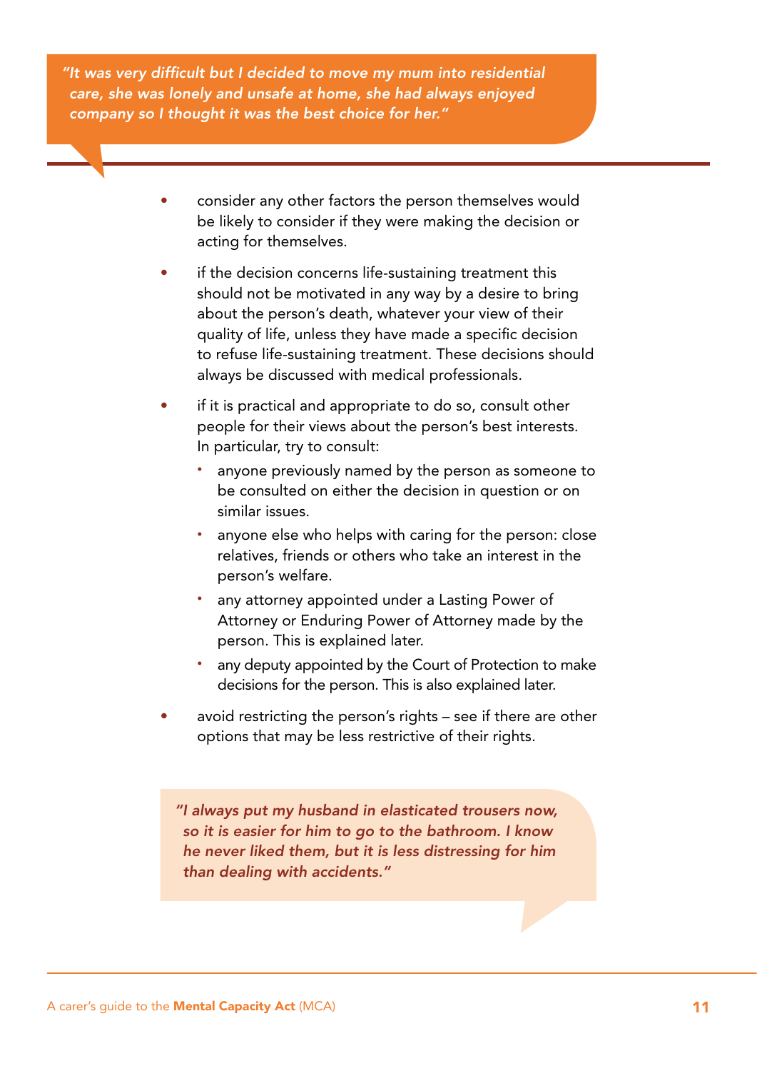*"It was very difficult but I decided to move my mum into residential care, she was lonely and unsafe at home, she had always enjoyed company so I thought it was the best choice for her."*

- consider any other factors the person themselves would be likely to consider if they were making the decision or acting for themselves.
- if the decision concerns life-sustaining treatment this should not be motivated in any way by a desire to bring about the person's death, whatever your view of their quality of life, unless they have made a specific decision to refuse life-sustaining treatment. These decisions should always be discussed with medical professionals.
- if it is practical and appropriate to do so, consult other people for their views about the person's best interests. In particular, try to consult:
  - anyone previously named by the person as someone to be consulted on either the decision in question or on similar issues.
  - anyone else who helps with caring for the person: close relatives, friends or others who take an interest in the person's welfare.
  - any attorney appointed under a Lasting Power of Attorney or Enduring Power of Attorney made by the person. This is explained later.
  - any deputy appointed by the Court of Protection to make decisions for the person. This is also explained later.
- avoid restricting the person's rights – see if there are other options that may be less restrictive of their rights.

*"I always put my husband in elasticated trousers now, so it is easier for him to go to the bathroom. I know he never liked them, but it is less distressing for him than dealing with accidents."*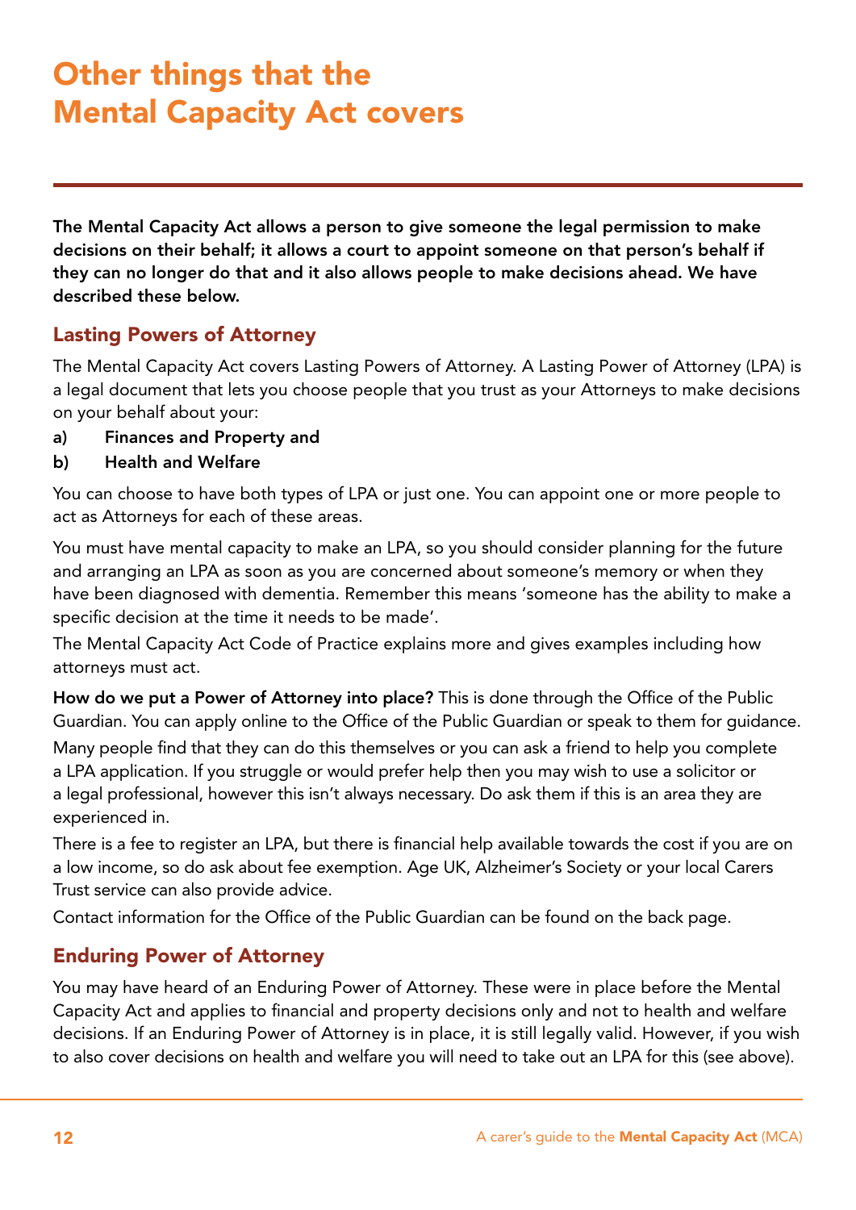# Other things that the Mental Capacity Act covers

**The Mental Capacity Act allows a person to give someone the legal permission to make decisions on their behalf; it allows a court to appoint someone on that person's behalf if they can no longer do that and it also allows people to make decisions ahead. We have described these below.**

## Lasting Powers of Attorney

The Mental Capacity Act covers Lasting Powers of Attorney. A Lasting Power of Attorney (LPA) is a legal document that lets you choose people that you trust as your Attorneys to make decisions on your behalf about your:

a) **Finances and Property and**

b) **Health and Welfare**

You can choose to have both types of LPA or just one. You can appoint one or more people to act as Attorneys for each of these areas.

You must have mental capacity to make an LPA, so you should consider planning for the future and arranging an LPA as soon as you are concerned about someone's memory or when they have been diagnosed with dementia. Remember this means 'someone has the ability to make a specific decision at the time it needs to be made'.

The Mental Capacity Act Code of Practice explains more and gives examples including how attorneys must act.

**How do we put a Power of Attorney into place?** This is done through the Office of the Public Guardian. You can apply online to the Office of the Public Guardian or speak to them for guidance.

Many people find that they can do this themselves or you can ask a friend to help you complete a LPA application. If you struggle or would prefer help then you may wish to use a solicitor or a legal professional, however this isn't always necessary. Do ask them if this is an area they are experienced in.

There is a fee to register an LPA, but there is financial help available towards the cost if you are on a low income, so do ask about fee exemption. Age UK, Alzheimer's Society or your local Carers Trust service can also provide advice.

Contact information for the Office of the Public Guardian can be found on the back page.

## Enduring Power of Attorney

You may have heard of an Enduring Power of Attorney. These were in place before the Mental Capacity Act and applies to financial and property decisions only and not to health and welfare decisions. If an Enduring Power of Attorney is in place, it is still legally valid. However, if you wish to also cover decisions on health and welfare you will need to take out an LPA for this (see above).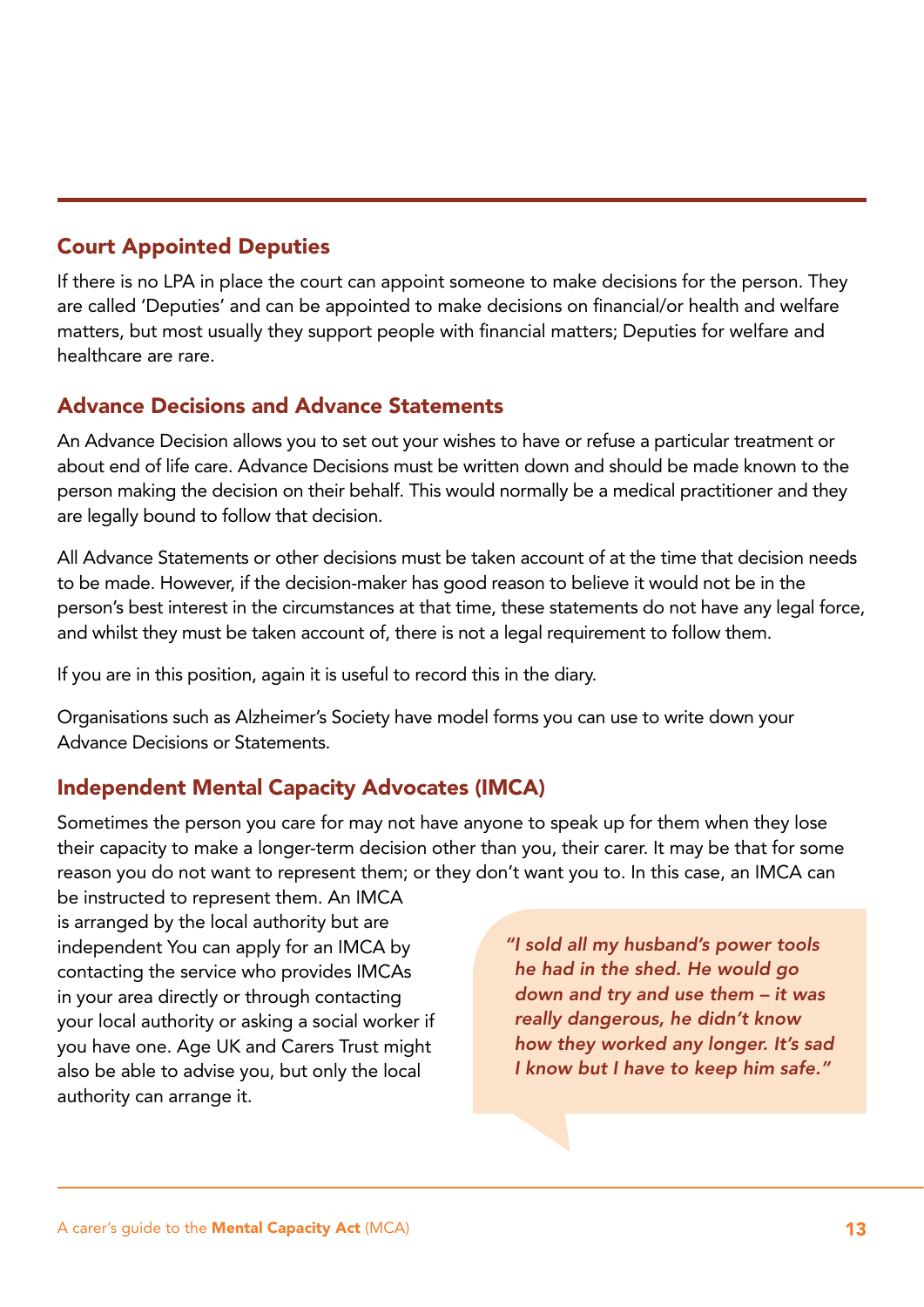## Court Appointed Deputies

If there is no LPA in place the court can appoint someone to make decisions for the person. They are called 'Deputies' and can be appointed to make decisions on financial/or health and welfare matters, but most usually they support people with financial matters; Deputies for welfare and healthcare are rare.

## Advance Decisions and Advance Statements

An Advance Decision allows you to set out your wishes to have or refuse a particular treatment or about end of life care. Advance Decisions must be written down and should be made known to the person making the decision on their behalf. This would normally be a medical practitioner and they are legally bound to follow that decision.

All Advance Statements or other decisions must be taken account of at the time that decision needs to be made. However, if the decision-maker has good reason to believe it would not be in the person's best interest in the circumstances at that time, these statements do not have any legal force, and whilst they must be taken account of, there is not a legal requirement to follow them.

If you are in this position, again it is useful to record this in the diary.

Organisations such as Alzheimer's Society have model forms you can use to write down your Advance Decisions or Statements.

## Independent Mental Capacity Advocates (IMCA)

Sometimes the person you care for may not have anyone to speak up for them when they lose their capacity to make a longer-term decision other than you, their carer. It may be that for some reason you do not want to represent them; or they don't want you to. In this case, an IMCA can be instructed to represent them. An IMCA is arranged by the local authority but are independent You can apply for an IMCA by contacting the service who provides IMCAs in your area directly or through contacting your local authority or asking a social worker if you have one. Age UK and Carers Trust might also be able to advise you, but only the local authority can arrange it.

> ***"I sold all my husband's power tools he had in the shed. He would go down and try and use them – it was really dangerous, he didn't know how they worked any longer. It's sad I know but I have to keep him safe."***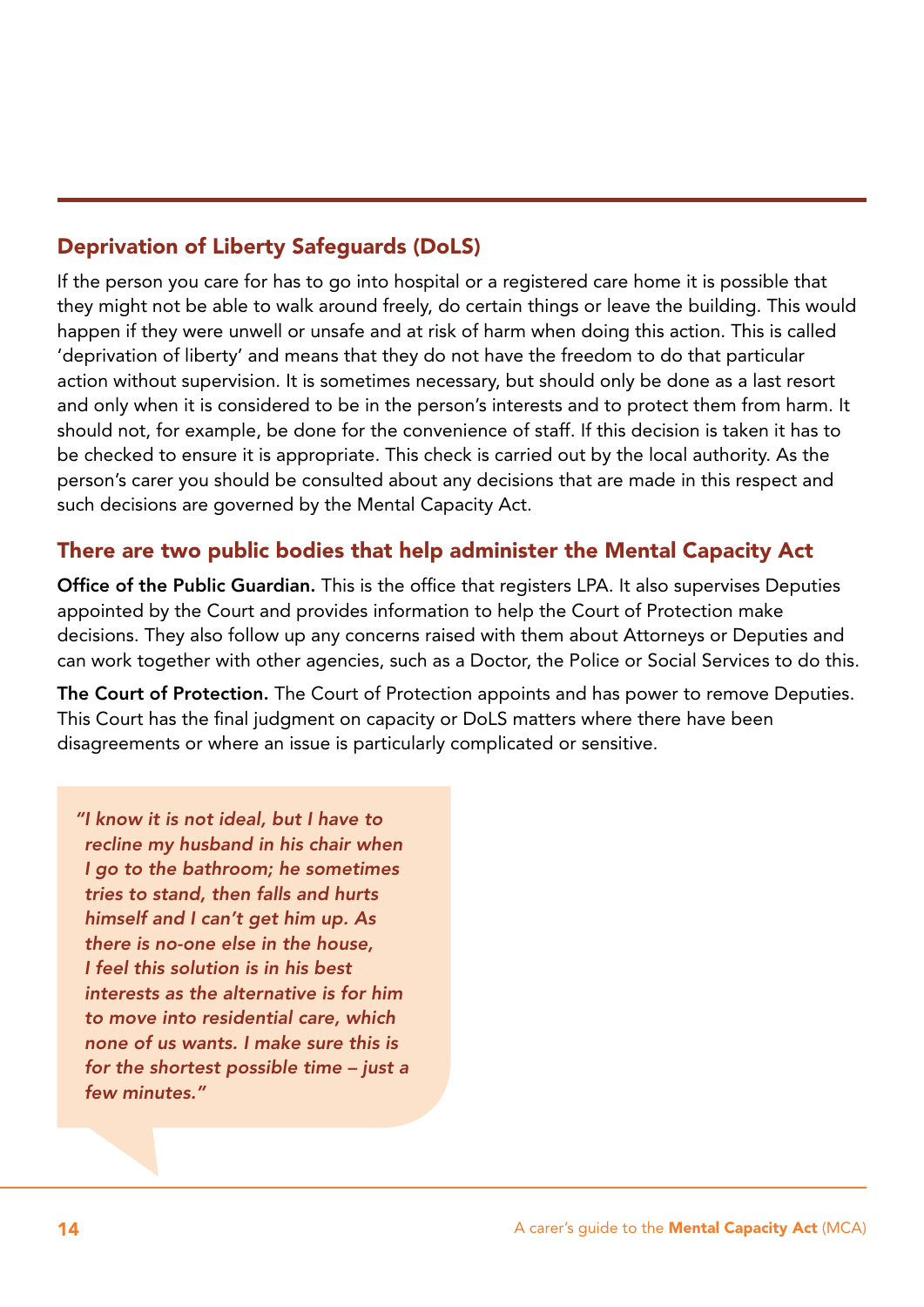## Deprivation of Liberty Safeguards (DoLS)

If the person you care for has to go into hospital or a registered care home it is possible that they might not be able to walk around freely, do certain things or leave the building. This would happen if they were unwell or unsafe and at risk of harm when doing this action. This is called 'deprivation of liberty' and means that they do not have the freedom to do that particular action without supervision. It is sometimes necessary, but should only be done as a last resort and only when it is considered to be in the person's interests and to protect them from harm. It should not, for example, be done for the convenience of staff. If this decision is taken it has to be checked to ensure it is appropriate. This check is carried out by the local authority. As the person's carer you should be consulted about any decisions that are made in this respect and such decisions are governed by the Mental Capacity Act.

## There are two public bodies that help administer the Mental Capacity Act

**Office of the Public Guardian.** This is the office that registers LPA. It also supervises Deputies appointed by the Court and provides information to help the Court of Protection make decisions. They also follow up any concerns raised with them about Attorneys or Deputies and can work together with other agencies, such as a Doctor, the Police or Social Services to do this.

**The Court of Protection.** The Court of Protection appoints and has power to remove Deputies. This Court has the final judgment on capacity or DoLS matters where there have been disagreements or where an issue is particularly complicated or sensitive.

> *"I know it is not ideal, but I have to recline my husband in his chair when I go to the bathroom; he sometimes tries to stand, then falls and hurts himself and I can't get him up. As there is no-one else in the house, I feel this solution is in his best interests as the alternative is for him to move into residential care, which none of us wants. I make sure this is for the shortest possible time – just a few minutes."*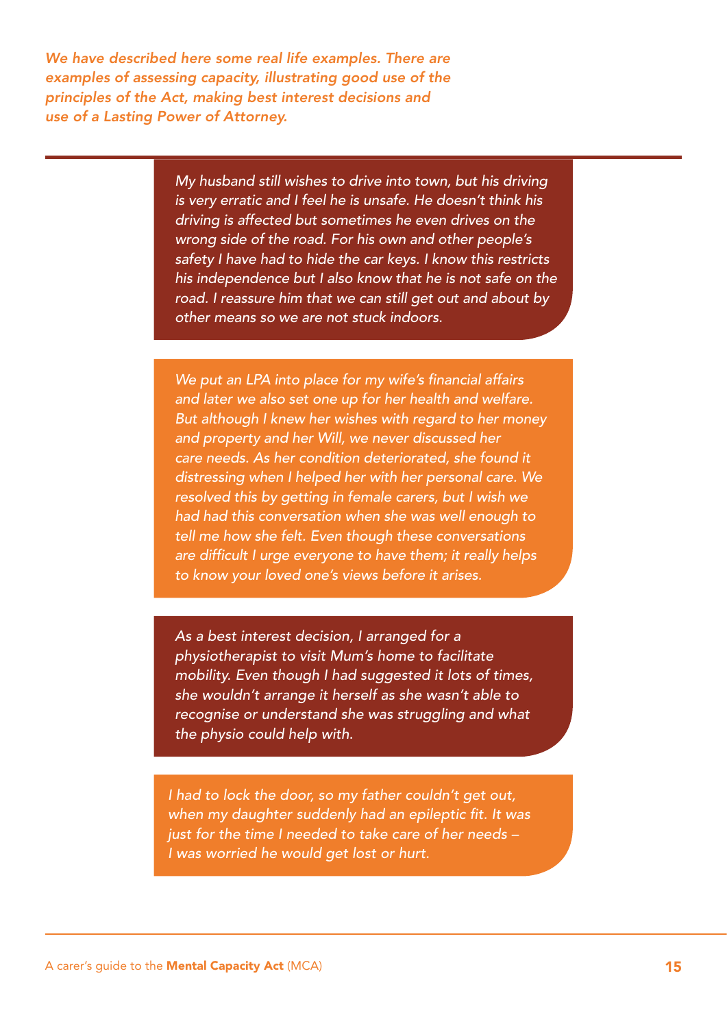*We have described here some real life examples. There are examples of assessing capacity, illustrating good use of the principles of the Act, making best interest decisions and use of a Lasting Power of Attorney.*

---

*My husband still wishes to drive into town, but his driving is very erratic and I feel he is unsafe. He doesn't think his driving is affected but sometimes he even drives on the wrong side of the road. For his own and other people's safety I have had to hide the car keys. I know this restricts his independence but I also know that he is not safe on the road. I reassure him that we can still get out and about by other means so we are not stuck indoors.*

*We put an LPA into place for my wife's financial affairs and later we also set one up for her health and welfare. But although I knew her wishes with regard to her money and property and her Will, we never discussed her care needs. As her condition deteriorated, she found it distressing when I helped her with her personal care. We resolved this by getting in female carers, but I wish we had had this conversation when she was well enough to tell me how she felt. Even though these conversations are difficult I urge everyone to have them; it really helps to know your loved one's views before it arises.*

*As a best interest decision, I arranged for a physiotherapist to visit Mum's home to facilitate mobility. Even though I had suggested it lots of times, she wouldn't arrange it herself as she wasn't able to recognise or understand she was struggling and what the physio could help with.*

*I had to lock the door, so my father couldn't get out, when my daughter suddenly had an epileptic fit. It was just for the time I needed to take care of her needs – I was worried he would get lost or hurt.*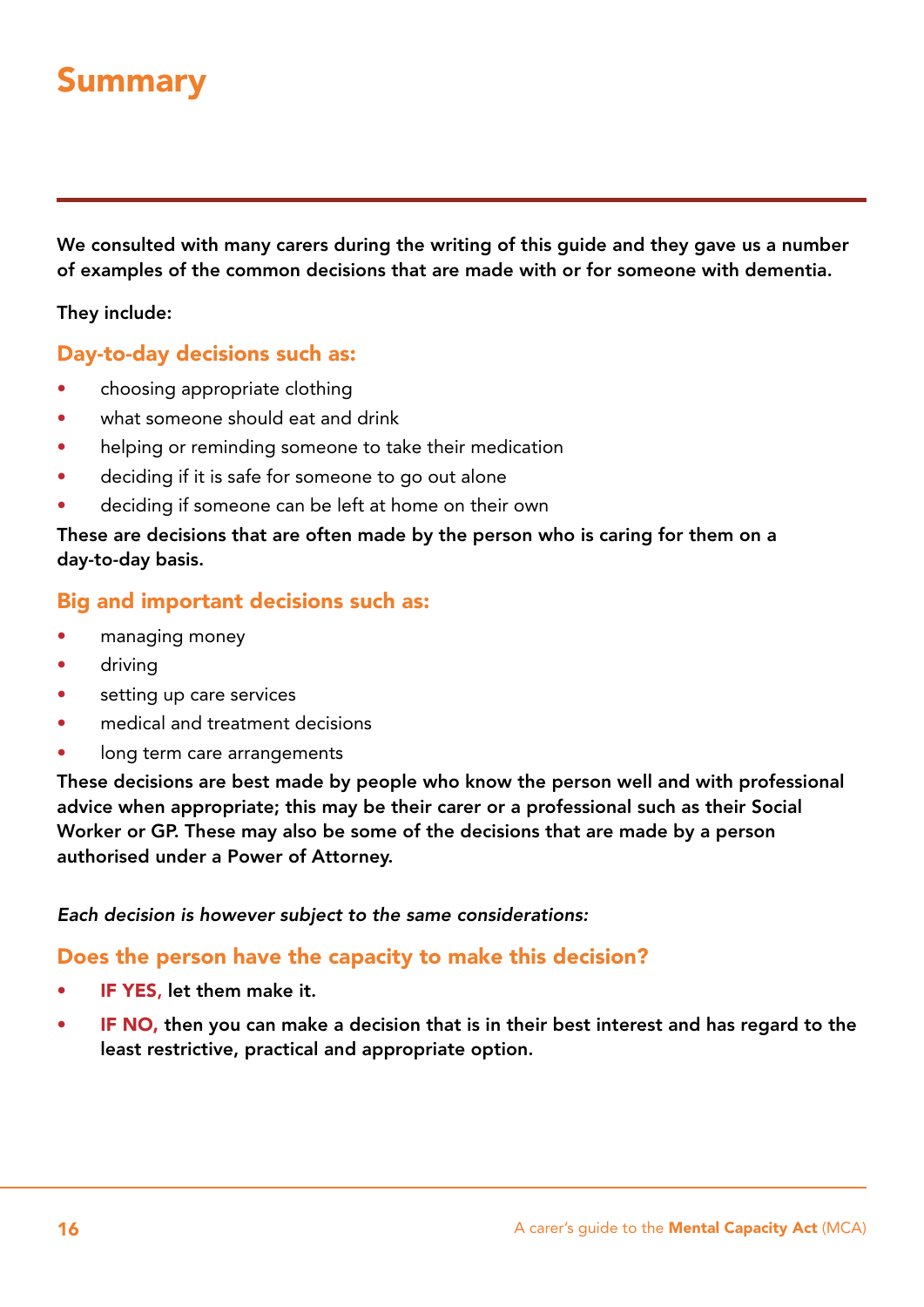# Summary

**We consulted with many carers during the writing of this guide and they gave us a number of examples of the common decisions that are made with or for someone with dementia.**

**They include:**

### Day-to-day decisions such as:

- choosing appropriate clothing
- what someone should eat and drink
- helping or reminding someone to take their medication
- deciding if it is safe for someone to go out alone
- deciding if someone can be left at home on their own

**These are decisions that are often made by the person who is caring for them on a day-to-day basis.**

### Big and important decisions such as:

- managing money
- driving
- setting up care services
- medical and treatment decisions
- long term care arrangements

**These decisions are best made by people who know the person well and with professional advice when appropriate; this may be their carer or a professional such as their Social Worker or GP. These may also be some of the decisions that are made by a person authorised under a Power of Attorney.**

***Each decision is however subject to the same considerations:***

### Does the person have the capacity to make this decision?

- **IF YES, let them make it.**
- **IF NO, then you can make a decision that is in their best interest and has regard to the least restrictive, practical and appropriate option.**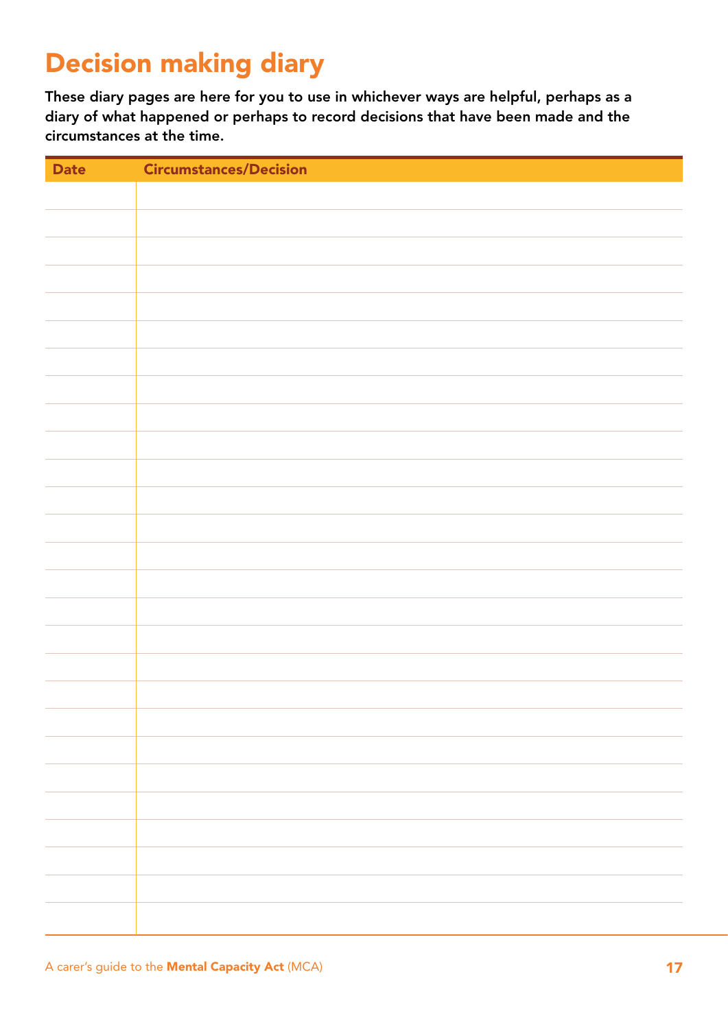# Decision making diary

**These diary pages are here for you to use in whichever ways are helpful, perhaps as a diary of what happened or perhaps to record decisions that have been made and the circumstances at the time.**

| Date | Circumstances/Decision |
|---|---|
| | |
| | |
| | |
| | |
| | |
| | |
| | |
| | |
| | |
| | |
| | |
| | |
| | |
| | |
| | |
| | |
| | |
| | |
| | |
| | |
| | |
| | |
| | |
| | |
| | |
| | |
| | |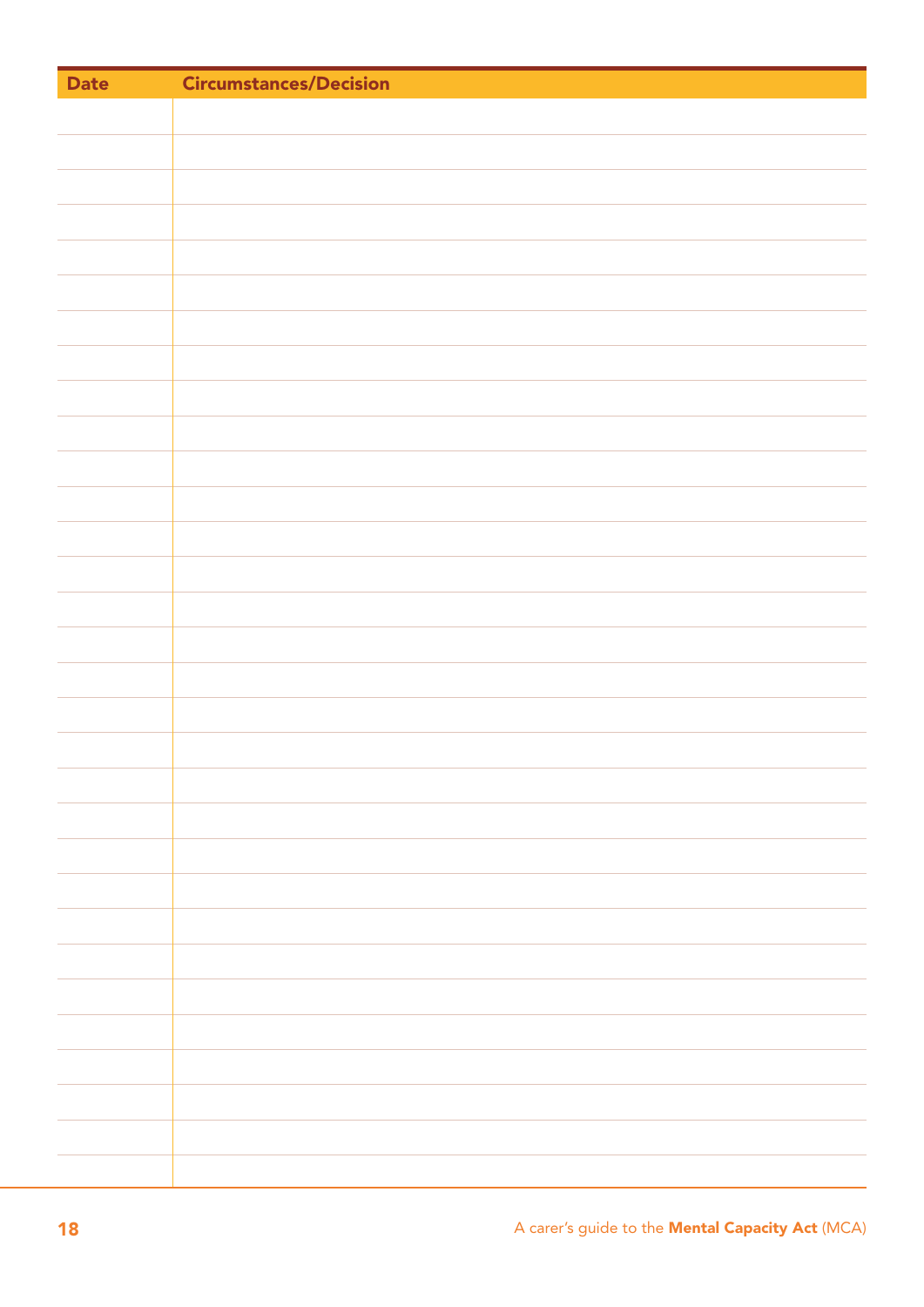| Date | Circumstances/Decision |
| --- | --- |
| | |
| | |
| | |
| | |
| | |
| | |
| | |
| | |
| | |
| | |
| | |
| | |
| | |
| | |
| | |
| | |
| | |
| | |
| | |
| | |
| | |
| | |
| | |
| | |
| | |
| | |
| | |
| | |
| | |
| | |
| | |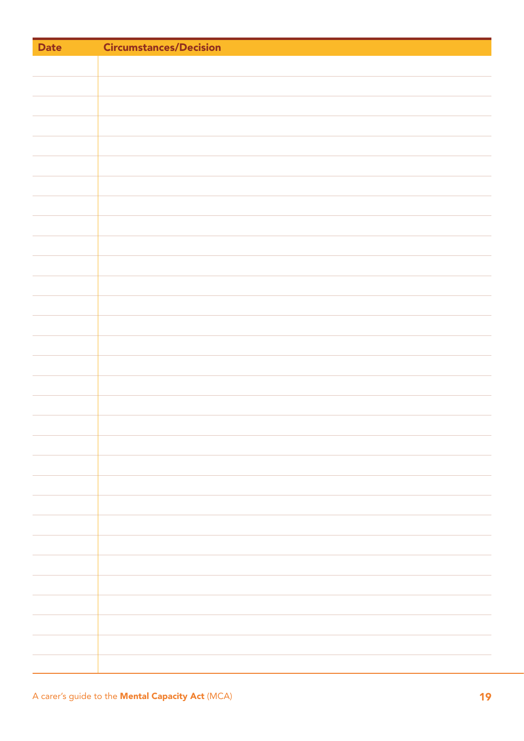| Date | Circumstances/Decision |
| --- | --- |
| | |
| | |
| | |
| | |
| | |
| | |
| | |
| | |
| | |
| | |
| | |
| | |
| | |
| | |
| | |
| | |
| | |
| | |
| | |
| | |
| | |
| | |
| | |
| | |
| | |
| | |
| | |
| | |
| | |
| | |
| | |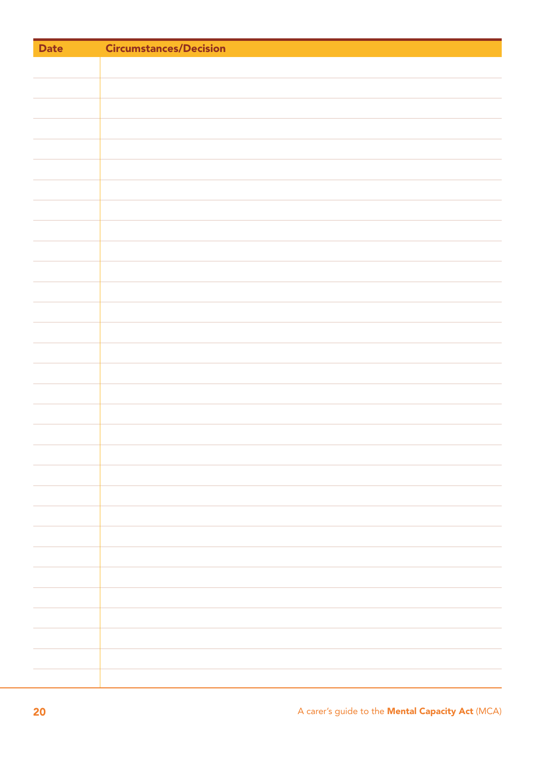| Date | Circumstances/Decision |
|---|---|
| | |
| | |
| | |
| | |
| | |
| | |
| | |
| | |
| | |
| | |
| | |
| | |
| | |
| | |
| | |
| | |
| | |
| | |
| | |
| | |
| | |
| | |
| | |
| | |
| | |
| | |
| | |
| | |
| | |
| | |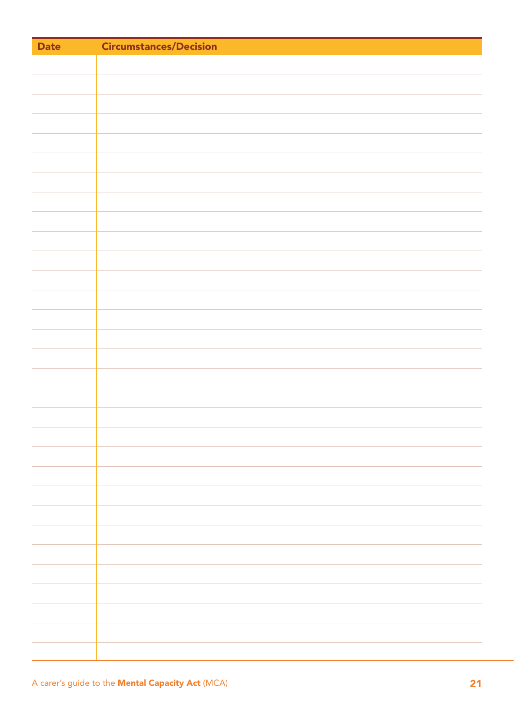| Date | Circumstances/Decision |
| --- | --- |
| | |
| | |
| | |
| | |
| | |
| | |
| | |
| | |
| | |
| | |
| | |
| | |
| | |
| | |
| | |
| | |
| | |
| | |
| | |
| | |
| | |
| | |
| | |
| | |
| | |
| | |
| | |
| | |
| | |
| | |
| | |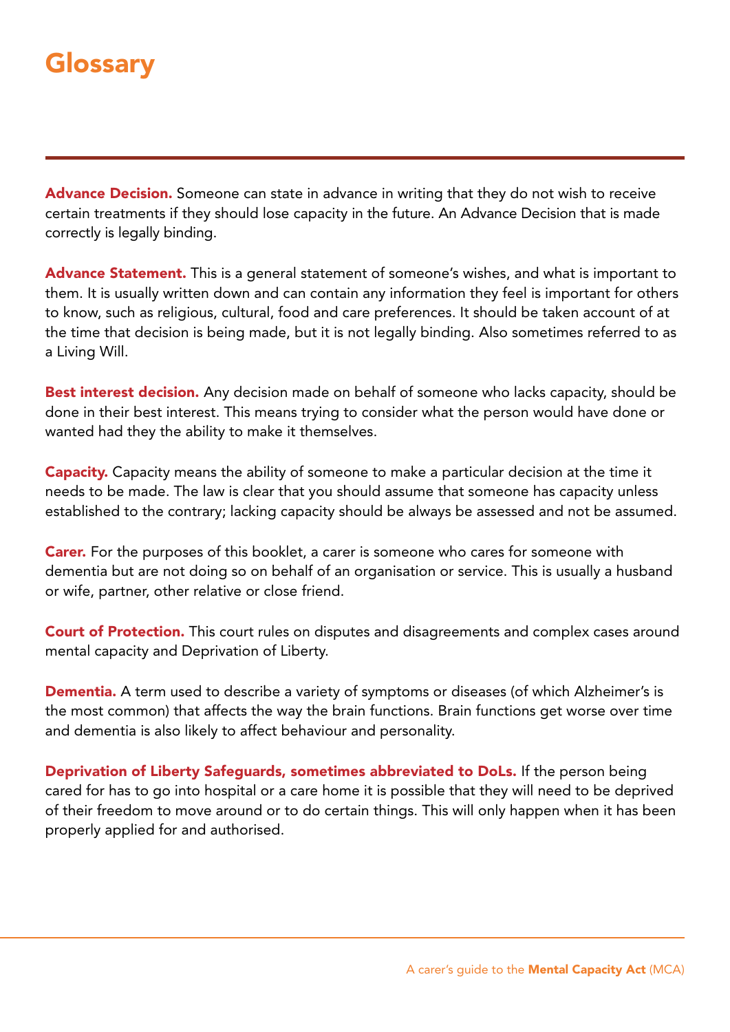# Glossary

**Advance Decision.** Someone can state in advance in writing that they do not wish to receive certain treatments if they should lose capacity in the future. An Advance Decision that is made correctly is legally binding.

**Advance Statement.** This is a general statement of someone's wishes, and what is important to them. It is usually written down and can contain any information they feel is important for others to know, such as religious, cultural, food and care preferences. It should be taken account of at the time that decision is being made, but it is not legally binding. Also sometimes referred to as a Living Will.

**Best interest decision.** Any decision made on behalf of someone who lacks capacity, should be done in their best interest. This means trying to consider what the person would have done or wanted had they the ability to make it themselves.

**Capacity.** Capacity means the ability of someone to make a particular decision at the time it needs to be made. The law is clear that you should assume that someone has capacity unless established to the contrary; lacking capacity should be always be assessed and not be assumed.

**Carer.** For the purposes of this booklet, a carer is someone who cares for someone with dementia but are not doing so on behalf of an organisation or service. This is usually a husband or wife, partner, other relative or close friend.

**Court of Protection.** This court rules on disputes and disagreements and complex cases around mental capacity and Deprivation of Liberty.

**Dementia.** A term used to describe a variety of symptoms or diseases (of which Alzheimer's is the most common) that affects the way the brain functions. Brain functions get worse over time and dementia is also likely to affect behaviour and personality.

**Deprivation of Liberty Safeguards, sometimes abbreviated to DoLs.** If the person being cared for has to go into hospital or a care home it is possible that they will need to be deprived of their freedom to move around or to do certain things. This will only happen when it has been properly applied for and authorised.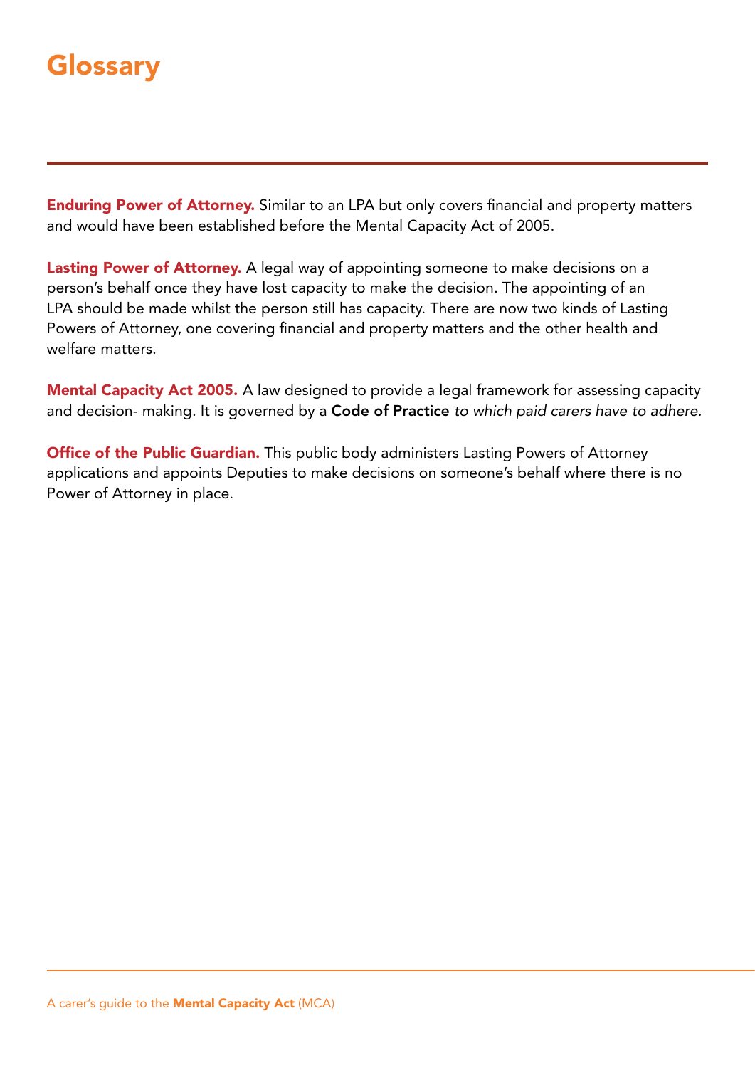# Glossary

**Enduring Power of Attorney.** Similar to an LPA but only covers financial and property matters and would have been established before the Mental Capacity Act of 2005.

**Lasting Power of Attorney.** A legal way of appointing someone to make decisions on a person's behalf once they have lost capacity to make the decision. The appointing of an LPA should be made whilst the person still has capacity. There are now two kinds of Lasting Powers of Attorney, one covering financial and property matters and the other health and welfare matters.

**Mental Capacity Act 2005.** A law designed to provide a legal framework for assessing capacity and decision- making. It is governed by a **Code of Practice** *to which paid carers have to adhere.*

**Office of the Public Guardian.** This public body administers Lasting Powers of Attorney applications and appoints Deputies to make decisions on someone's behalf where there is no Power of Attorney in place.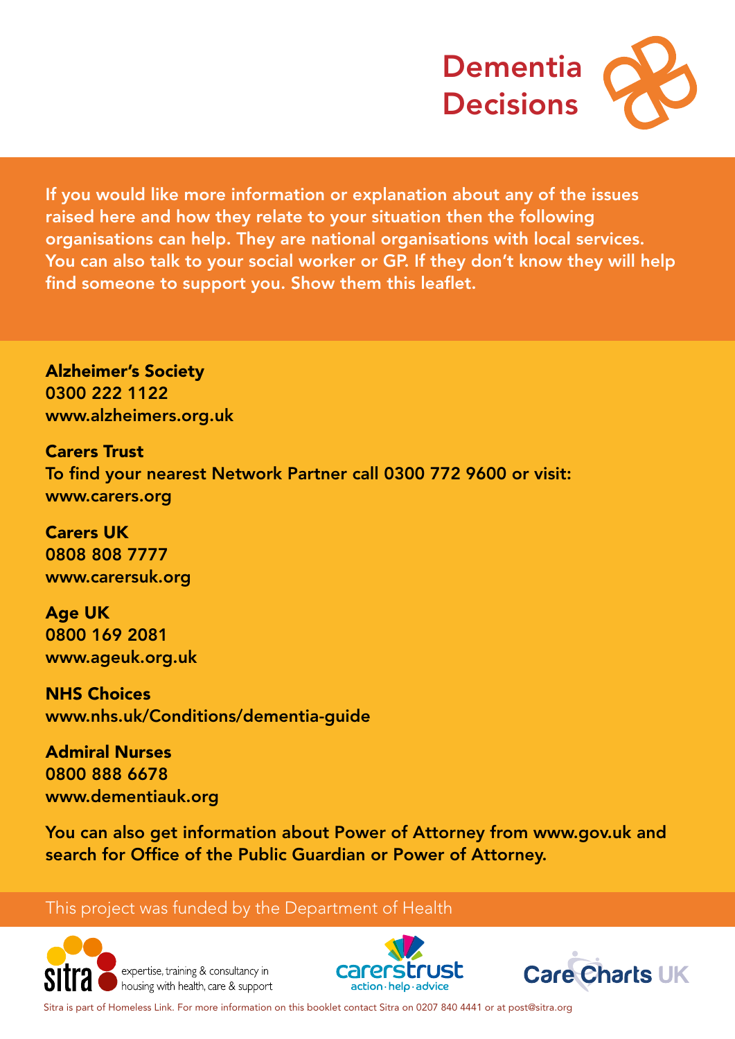# Dementia Decisions

If you would like more information or explanation about any of the issues raised here and how they relate to your situation then the following organisations can help. They are national organisations with local services. You can also talk to your social worker or GP. If they don't know they will help find someone to support you. Show them this leaflet.

**Alzheimer's Society**
0300 222 1122
www.alzheimers.org.uk

**Carers Trust**
To find your nearest Network Partner call 0300 772 9600 or visit:
www.carers.org

**Carers UK**
0808 808 7777
www.carersuk.org

**Age UK**
0800 169 2081
www.ageuk.org.uk

**NHS Choices**
www.nhs.uk/Conditions/dementia-guide

**Admiral Nurses**
0800 888 6678
www.dementiauk.org

You can also get information about Power of Attorney from www.gov.uk and search for Office of the Public Guardian or Power of Attorney.

This project was funded by the Department of Health

sitra – expertise, training & consultancy in housing with health, care & support

carerstrust – action · help · advice

Care Charts UK

Sitra is part of Homeless Link. For more information on this booklet contact Sitra on 0207 840 4441 or at post@sitra.org